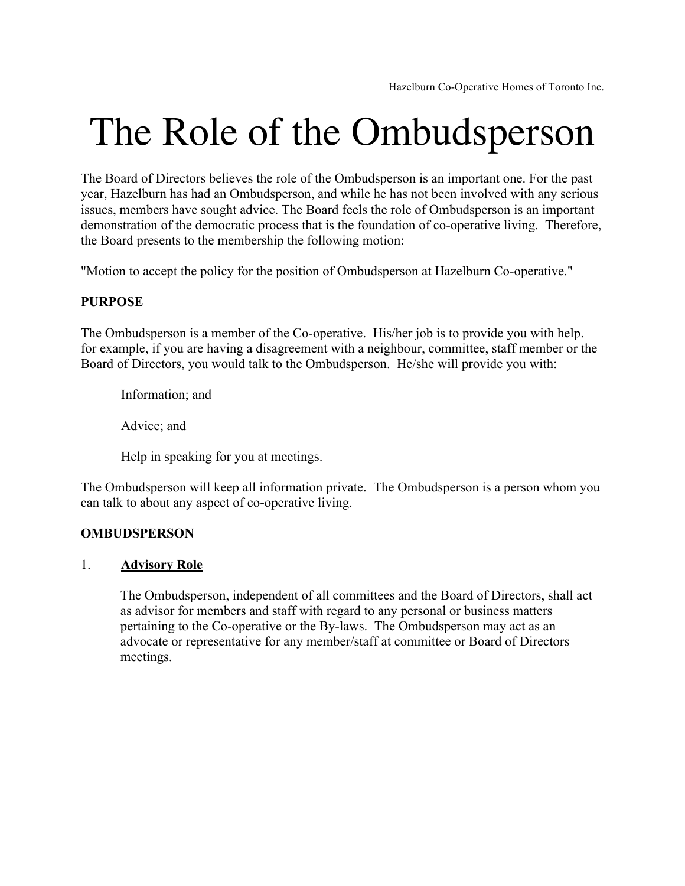Hazelburn Co-Operative Homes of Toronto Inc.

# The Role of the Ombudsperson

The Board of Directors believes the role of the Ombudsperson is an important one. For the past year, Hazelburn has had an Ombudsperson, and while he has not been involved with any serious issues, members have sought advice. The Board feels the role of Ombudsperson is an important demonstration of the democratic process that is the foundation of co-operative living. Therefore, the Board presents to the membership the following motion:

"Motion to accept the policy for the position of Ombudsperson at Hazelburn Co-operative."

**PURPOSE**

The Ombudsperson is a member of the Co-operative. His/her job is to provide you with help. for example, if you are having a disagreement with a neighbour, committee, staff member or the Board of Directors, you would talk to the Ombudsperson. He/she will provide you with:

> Information; and
>
> Advice; and
>
> Help in speaking for you at meetings.

The Ombudsperson will keep all information private. The Ombudsperson is a person whom you can talk to about any aspect of co-operative living.

**OMBUDSPERSON**

1. **<u>Advisory Role</u>**

   The Ombudsperson, independent of all committees and the Board of Directors, shall act as advisor for members and staff with regard to any personal or business matters pertaining to the Co-operative or the By-laws. The Ombudsperson may act as an advocate or representative for any member/staff at committee or Board of Directors meetings.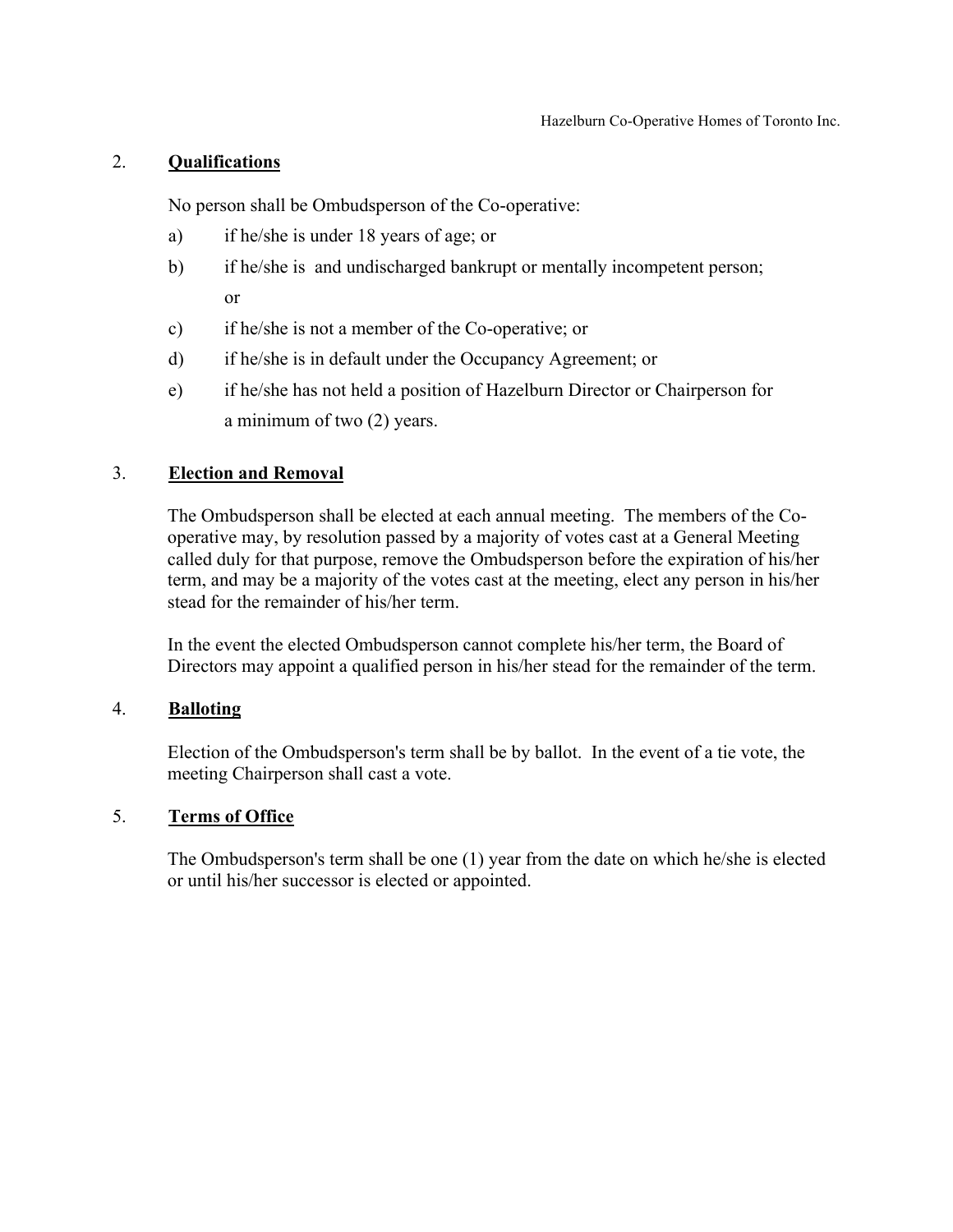## 2. **Qualifications**

No person shall be Ombudsperson of the Co-operative:

a) if he/she is under 18 years of age; or

b) if he/she is  and undischarged bankrupt or mentally incompetent person; or

c) if he/she is not a member of the Co-operative; or

d) if he/she is in default under the Occupancy Agreement; or

e) if he/she has not held a position of Hazelburn Director or Chairperson for a minimum of two (2) years.

## 3. **Election and Removal**

The Ombudsperson shall be elected at each annual meeting.  The members of the Co-operative may, by resolution passed by a majority of votes cast at a General Meeting called duly for that purpose, remove the Ombudsperson before the expiration of his/her term, and may be a majority of the votes cast at the meeting, elect any person in his/her stead for the remainder of his/her term.

In the event the elected Ombudsperson cannot complete his/her term, the Board of Directors may appoint a qualified person in his/her stead for the remainder of the term.

## 4. **Balloting**

Election of the Ombudsperson's term shall be by ballot.  In the event of a tie vote, the meeting Chairperson shall cast a vote.

## 5. **Terms of Office**

The Ombudsperson's term shall be one (1) year from the date on which he/she is elected or until his/her successor is elected or appointed.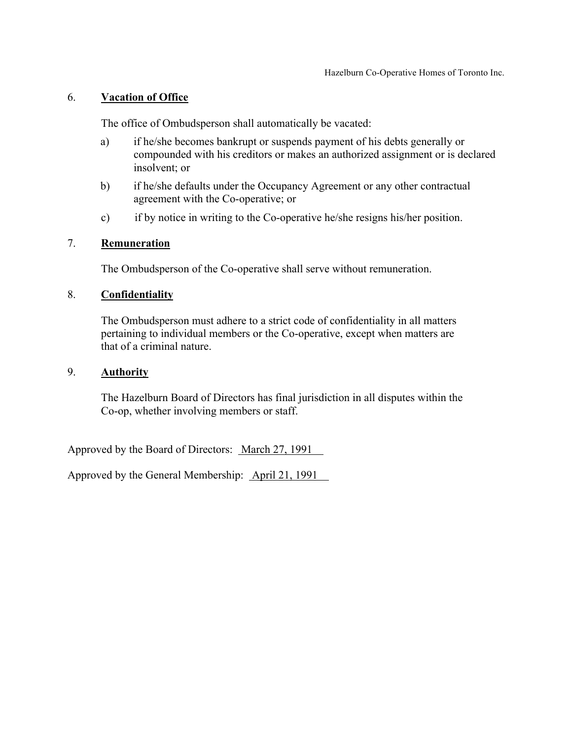6. **Vacation of Office**

The office of Ombudsperson shall automatically be vacated:

a) if he/she becomes bankrupt or suspends payment of his debts generally or compounded with his creditors or makes an authorized assignment or is declared insolvent; or

b) if he/she defaults under the Occupancy Agreement or any other contractual agreement with the Co-operative; or

c) if by notice in writing to the Co-operative he/she resigns his/her position.

7. **Remuneration**

The Ombudsperson of the Co-operative shall serve without remuneration.

8. **Confidentiality**

The Ombudsperson must adhere to a strict code of confidentiality in all matters pertaining to individual members or the Co-operative, except when matters are that of a criminal nature.

9. **Authority**

The Hazelburn Board of Directors has final jurisdiction in all disputes within the Co-op, whether involving members or staff.

Approved by the Board of Directors: March 27, 1991

Approved by the General Membership: April 21, 1991